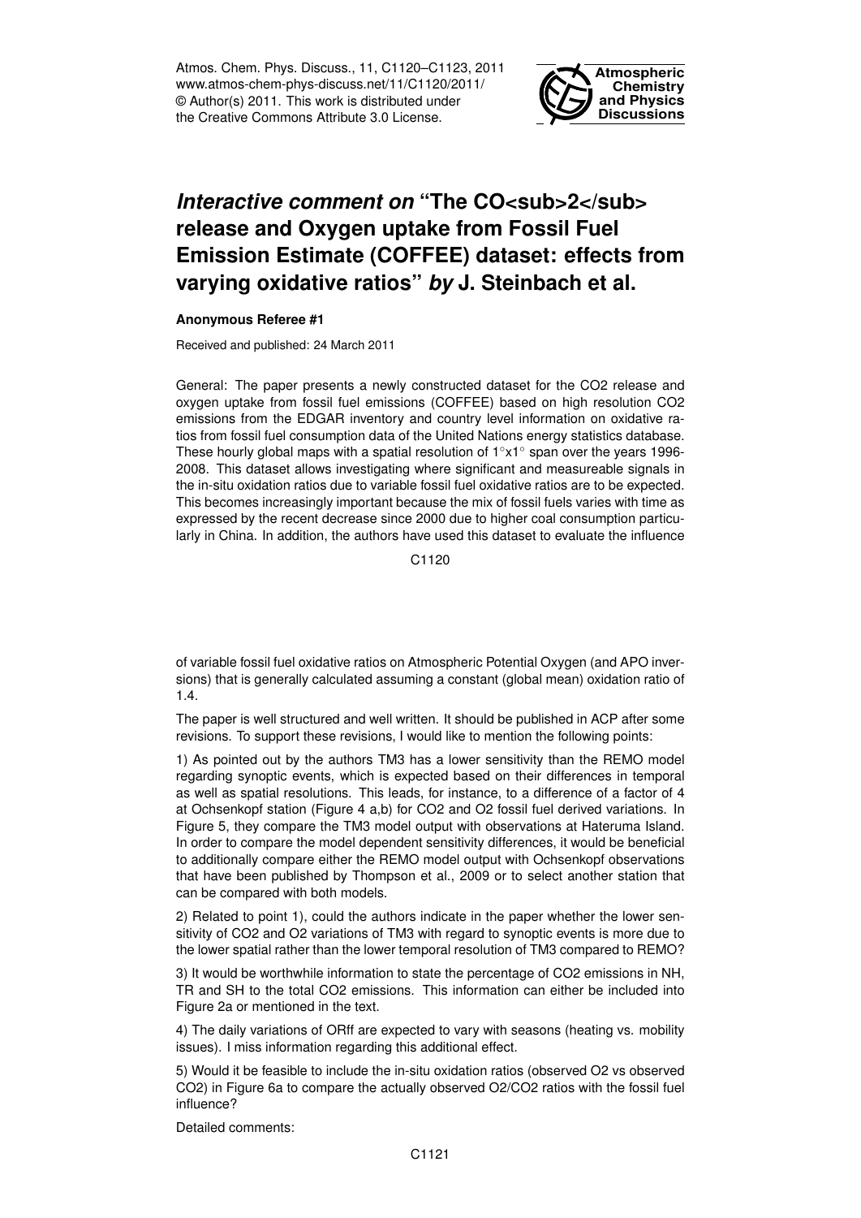# *Interactive comment on* "The $CO_2$ release and Oxygen uptake from Fossil Fuel Emission Estimate (COFFEE) dataset: effects from varying oxidative ratios" *by* J. Steinbach et al.

**Anonymous Referee #1**

Received and published: 24 March 2011

General: The paper presents a newly constructed dataset for the CO2 release and oxygen uptake from fossil fuel emissions (COFFEE) based on high resolution CO2 emissions from the EDGAR inventory and country level information on oxidative ratios from fossil fuel consumption data of the United Nations energy statistics database. These hourly global maps with a spatial resolution of 1°x1° span over the years 1996-2008. This dataset allows investigating where significant and measureable signals in the in-situ oxidation ratios due to variable fossil fuel oxidative ratios are to be expected. This becomes increasingly important because the mix of fossil fuels varies with time as expressed by the recent decrease since 2000 due to higher coal consumption particularly in China. In addition, the authors have used this dataset to evaluate the influence of variable fossil fuel oxidative ratios on Atmospheric Potential Oxygen (and APO inversions) that is generally calculated assuming a constant (global mean) oxidation ratio of 1.4.

The paper is well structured and well written. It should be published in ACP after some revisions. To support these revisions, I would like to mention the following points:

1) As pointed out by the authors TM3 has a lower sensitivity than the REMO model regarding synoptic events, which is expected based on their differences in temporal as well as spatial resolutions. This leads, for instance, to a difference of a factor of 4 at Ochsenkopf station (Figure 4 a,b) for CO2 and O2 fossil fuel derived variations. In Figure 5, they compare the TM3 model output with observations at Hateruma Island. In order to compare the model dependent sensitivity differences, it would be beneficial to additionally compare either the REMO model output with Ochsenkopf observations that have been published by Thompson et al., 2009 or to select another station that can be compared with both models.

2) Related to point 1), could the authors indicate in the paper whether the lower sensitivity of CO2 and O2 variations of TM3 with regard to synoptic events is more due to the lower spatial rather than the lower temporal resolution of TM3 compared to REMO?

3) It would be worthwhile information to state the percentage of CO2 emissions in NH, TR and SH to the total CO2 emissions. This information can either be included into Figure 2a or mentioned in the text.

4) The daily variations of ORff are expected to vary with seasons (heating vs. mobility issues). I miss information regarding this additional effect.

5) Would it be feasible to include the in-situ oxidation ratios (observed O2 vs observed CO2) in Figure 6a to compare the actually observed O2/CO2 ratios with the fossil fuel influence?

Detailed comments: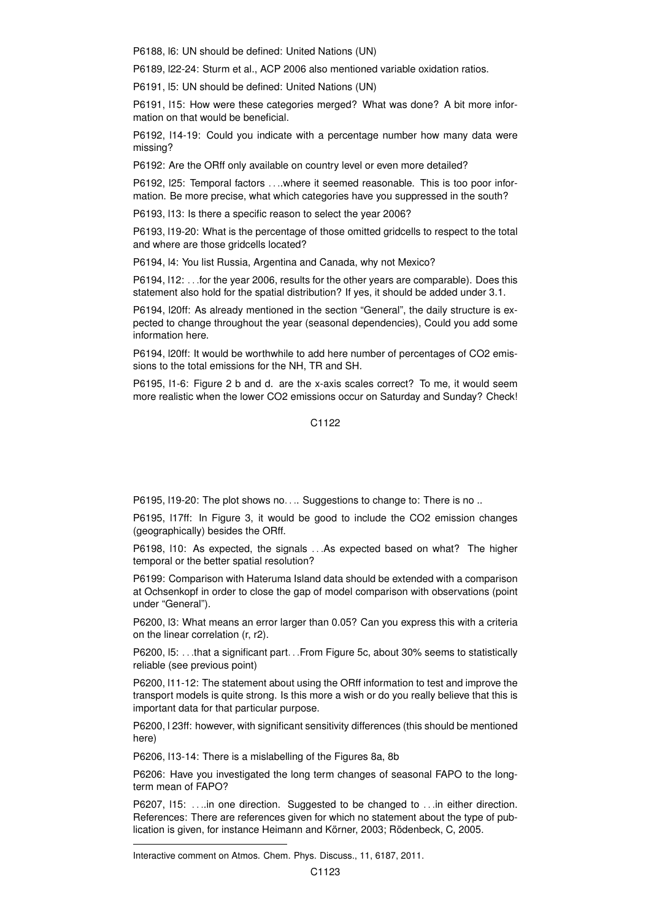P6188, l6: UN should be defined: United Nations (UN)

P6189, l22-24: Sturm et al., ACP 2006 also mentioned variable oxidation ratios.

P6191, l5: UN should be defined: United Nations (UN)

P6191, l15: How were these categories merged? What was done? A bit more information on that would be beneficial.

P6192, l14-19: Could you indicate with a percentage number how many data were missing?

P6192: Are the ORff only available on country level or even more detailed?

P6192, l25: Temporal factors ....where it seemed reasonable. This is too poor information. Be more precise, what which categories have you suppressed in the south?

P6193, l13: Is there a specific reason to select the year 2006?

P6193, l19-20: What is the percentage of those omitted gridcells to respect to the total and where are those gridcells located?

P6194, l4: You list Russia, Argentina and Canada, why not Mexico?

P6194, l12: ...for the year 2006, results for the other years are comparable). Does this statement also hold for the spatial distribution? If yes, it should be added under 3.1.

P6194, l20ff: As already mentioned in the section "General", the daily structure is expected to change throughout the year (seasonal dependencies), Could you add some information here.

P6194, l20ff: It would be worthwhile to add here number of percentages of $CO_2$ emissions to the total emissions for the NH, TR and SH.

P6195, l1-6: Figure 2 b and d. are the x-axis scales correct? To me, it would seem more realistic when the lower $CO_2$ emissions occur on Saturday and Sunday? Check!

P6195, l19-20: The plot shows no.... Suggestions to change to: There is no ..

P6195, l17ff: In Figure 3, it would be good to include the $CO_2$ emission changes (geographically) besides the ORff.

P6198, l10: As expected, the signals ...As expected based on what? The higher temporal or the better spatial resolution?

P6199: Comparison with Hateruma Island data should be extended with a comparison at Ochsenkopf in order to close the gap of model comparison with observations (point under "General").

P6200, l3: What means an error larger than 0.05? Can you express this with a criteria on the linear correlation (r, r2).

P6200, l5: ...that a significant part...From Figure 5c, about 30% seems to statistically reliable (see previous point)

P6200, l11-12: The statement about using the ORff information to test and improve the transport models is quite strong. Is this more a wish or do you really believe that this is important data for that particular purpose.

P6200, l 23ff: however, with significant sensitivity differences (this should be mentioned here)

P6206, l13-14: There is a mislabelling of the Figures 8a, 8b

P6206: Have you investigated the long term changes of seasonal FAPO to the long-term mean of FAPO?

P6207, l15: ....in one direction. Suggested to be changed to ...in either direction. References: There are references given for which no statement about the type of publication is given, for instance Heimann and Körner, 2003; Rödenbeck, C, 2005.

Interactive comment on Atmos. Chem. Phys. Discuss., 11, 6187, 2011.